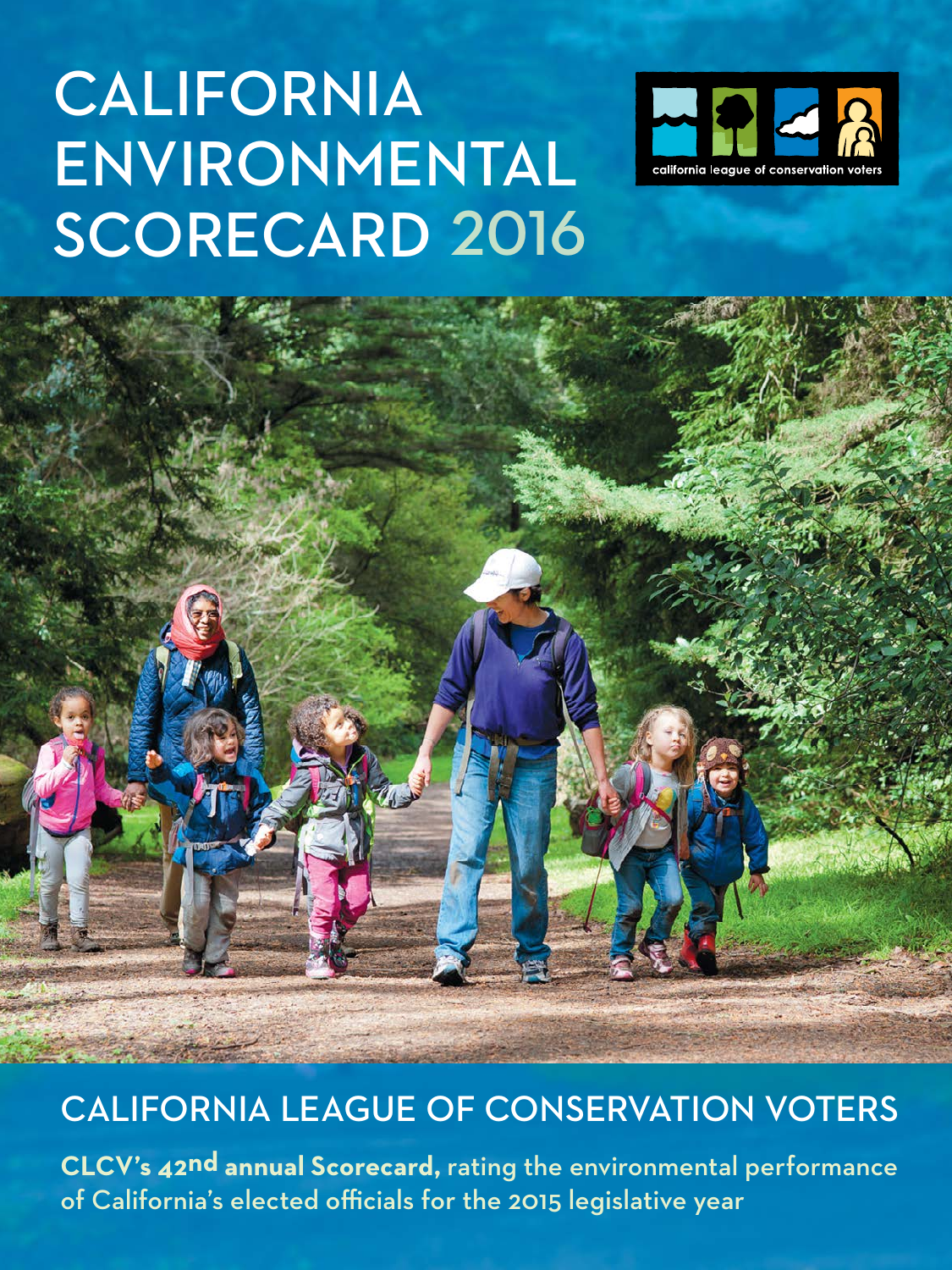# CALIFORNIA ENVIRONMENTAL SCORECARD 2016

california league of conservation voters

## CALIFORNIA LEAGUE OF CONSERVATION VOTERS

**CLCV's 42nd annual Scorecard,** rating the environmental performance of California's elected officials for the 2015 legislative year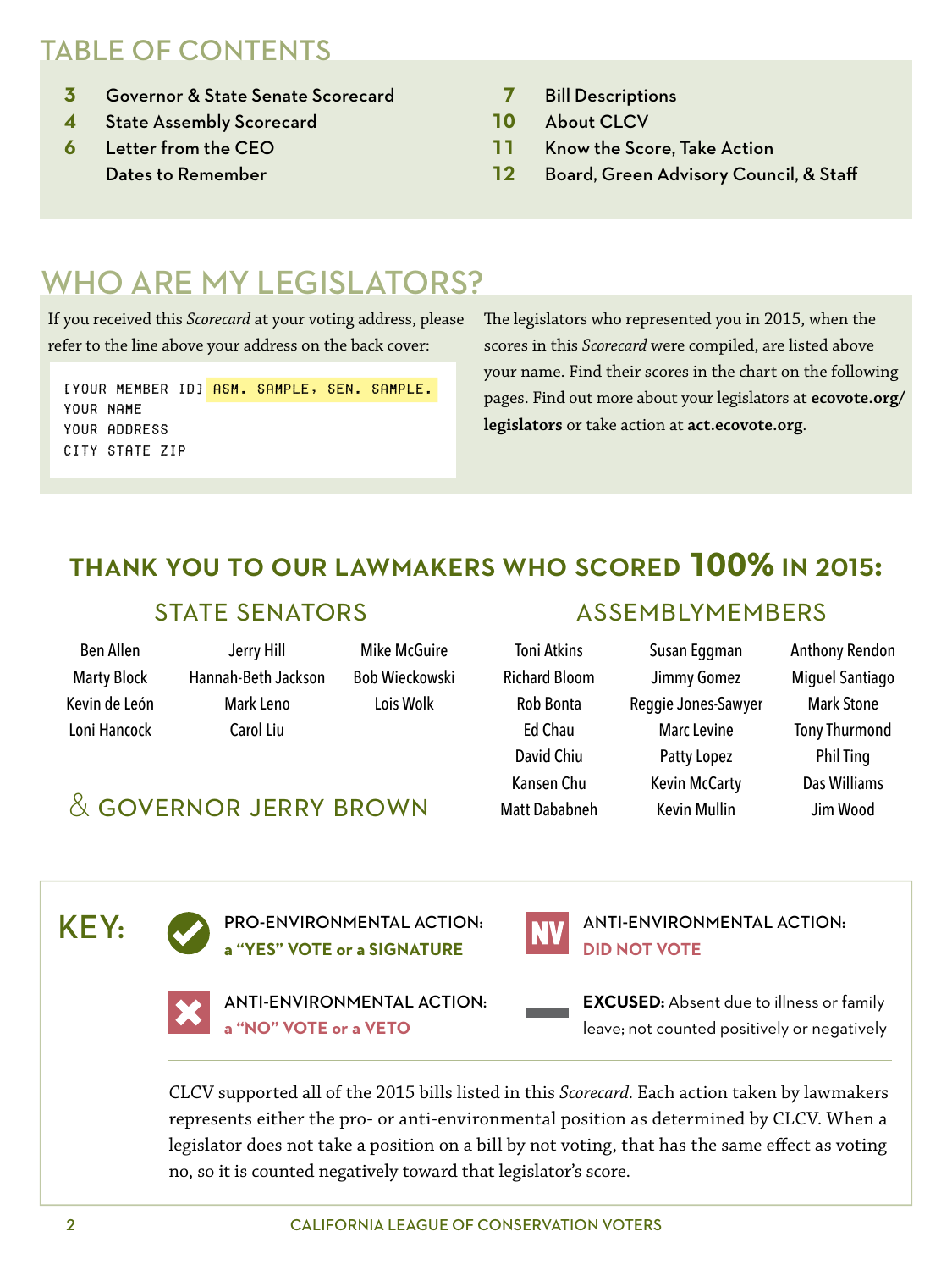## TABLE OF CONTENTS

- **3** Governor & State Senate Scorecard
- **4** State Assembly Scorecard
- **6** Letter from the CEO
  Dates to Remember
- **7** Bill Descriptions
- **10** About CLCV
- **11** Know the Score, Take Action
- **12** Board, Green Advisory Council, & Staff

## WHO ARE MY LEGISLATORS?

If you received this *Scorecard* at your voting address, please refer to the line above your address on the back cover:

```
[YOUR MEMBER ID] ASM. SAMPLE, SEN. SAMPLE.
YOUR NAME
YOUR ADDRESS
CITY STATE ZIP
```

The legislators who represented you in 2015, when the scores in this *Scorecard* were compiled, are listed above your name. Find their scores in the chart on the following pages. Find out more about your legislators at **ecovote.org/legislators** or take action at **act.ecovote.org**.

## THANK YOU TO OUR LAWMAKERS WHO SCORED 100% IN 2015:

### STATE SENATORS

Ben Allen
Marty Block
Kevin de León
Loni Hancock
Jerry Hill
Hannah-Beth Jackson
Mark Leno
Carol Liu
Mike McGuire
Bob Wieckowski
Lois Wolk

### & GOVERNOR JERRY BROWN

### ASSEMBLYMEMBERS

Toni Atkins
Richard Bloom
Rob Bonta
Ed Chau
David Chiu
Kansen Chu
Matt Dababneh
Susan Eggman
Jimmy Gomez
Reggie Jones-Sawyer
Marc Levine
Patty Lopez
Kevin McCarty
Kevin Mullin
Anthony Rendon
Miguel Santiago
Mark Stone
Tony Thurmond
Phil Ting
Das Williams
Jim Wood

## KEY:

- ✓ PRO-ENVIRONMENTAL ACTION: **a "YES" VOTE or a SIGNATURE**
- ✗ ANTI-ENVIRONMENTAL ACTION: **a "NO" VOTE or a VETO**
- NV ANTI-ENVIRONMENTAL ACTION: **DID NOT VOTE**
- — **EXCUSED:** Absent due to illness or family leave; not counted positively or negatively

CLCV supported all of the 2015 bills listed in this *Scorecard*. Each action taken by lawmakers represents either the pro- or anti-environmental position as determined by CLCV. When a legislator does not take a position on a bill by not voting, that has the same effect as voting no, so it is counted negatively toward that legislator's score.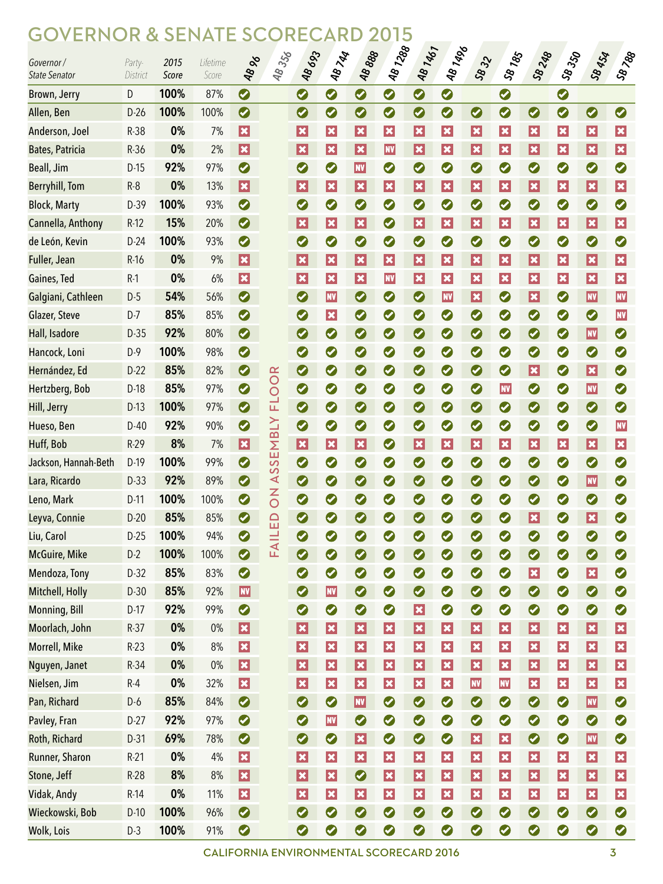# GOVERNOR & SENATE SCORECARD 2015

| Governor / State Senator | Party-District | 2015 Score | Lifetime Score | AB 96 | AB 356 | AB 693 | AB 744 | AB 888 | AB 1288 | AB 1461 | AB 1496 | SB 32 | SB 185 | SB 248 | SB 350 | SB 454 | SB 788 |
|---|---|---|---|---|---|---|---|---|---|---|---|---|---|---|---|---|---|
| Brown, Jerry | D | 100% | 87% | ✔ | | ✔ | ✔ | ✔ | ✔ | ✔ | ✔ | | ✔ | | ✔ | | |
| Allen, Ben | D-26 | 100% | 100% | ✔ | FAILED ON ASSEMBLY FLOOR | ✔ | ✔ | ✔ | ✔ | ✔ | ✔ | ✔ | ✔ | ✔ | ✔ | ✔ | ✔ |
| Anderson, Joel | R-38 | 0% | 7% | ✖ | | ✖ | ✖ | ✖ | ✖ | ✖ | ✖ | ✖ | ✖ | ✖ | ✖ | ✖ | ✖ |
| Bates, Patricia | R-36 | 0% | 2% | ✖ | | ✖ | ✖ | ✖ | NV | ✖ | ✖ | ✖ | ✖ | ✖ | ✖ | ✖ | ✖ |
| Beall, Jim | D-15 | 92% | 97% | ✔ | | ✔ | ✔ | NV | ✔ | ✔ | ✔ | ✔ | ✔ | ✔ | ✔ | ✔ | ✔ |
| Berryhill, Tom | R-8 | 0% | 13% | ✖ | | ✖ | ✖ | ✖ | ✖ | ✖ | ✖ | ✖ | ✖ | ✖ | ✖ | ✖ | ✖ |
| Block, Marty | D-39 | 100% | 93% | ✔ | | ✔ | ✔ | ✔ | ✔ | ✔ | ✔ | ✔ | ✔ | ✔ | ✔ | ✔ | ✔ |
| Cannella, Anthony | R-12 | 15% | 20% | ✔ | | ✖ | ✖ | ✖ | ✔ | ✖ | ✖ | ✖ | ✖ | ✖ | ✖ | ✖ | ✖ |
| de León, Kevin | D-24 | 100% | 93% | ✔ | | ✔ | ✔ | ✔ | ✔ | ✔ | ✔ | ✔ | ✔ | ✔ | ✔ | ✔ | ✔ |
| Fuller, Jean | R-16 | 0% | 9% | ✖ | | ✖ | ✖ | ✖ | ✖ | ✖ | ✖ | ✖ | ✖ | ✖ | ✖ | ✖ | ✖ |
| Gaines, Ted | R-1 | 0% | 6% | ✖ | | ✖ | ✖ | ✖ | NV | ✖ | ✖ | ✖ | ✖ | ✖ | ✖ | ✖ | ✖ |
| Galgiani, Cathleen | D-5 | 54% | 56% | ✔ | | ✔ | NV | ✔ | ✔ | ✔ | NV | ✖ | ✔ | ✖ | ✔ | NV | NV |
| Glazer, Steve | D-7 | 85% | 85% | ✔ | | ✔ | ✖ | ✔ | ✔ | ✔ | ✔ | ✔ | ✔ | ✔ | ✔ | ✔ | NV |
| Hall, Isadore | D-35 | 92% | 80% | ✔ | | ✔ | ✔ | ✔ | ✔ | ✔ | ✔ | ✔ | ✔ | ✔ | ✔ | NV | ✔ |
| Hancock, Loni | D-9 | 100% | 98% | ✔ | | ✔ | ✔ | ✔ | ✔ | ✔ | ✔ | ✔ | ✔ | ✔ | ✔ | ✔ | ✔ |
| Hernández, Ed | D-22 | 85% | 82% | ✔ | | ✔ | ✔ | ✔ | ✔ | ✔ | ✔ | ✔ | ✔ | ✖ | ✔ | ✖ | ✔ |
| Hertzberg, Bob | D-18 | 85% | 97% | ✔ | | ✔ | ✔ | ✔ | ✔ | ✔ | ✔ | ✔ | NV | ✔ | ✔ | NV | ✔ |
| Hill, Jerry | D-13 | 100% | 97% | ✔ | | ✔ | ✔ | ✔ | ✔ | ✔ | ✔ | ✔ | ✔ | ✔ | ✔ | ✔ | ✔ |
| Hueso, Ben | D-40 | 92% | 90% | ✔ | | ✔ | ✔ | ✔ | ✔ | ✔ | ✔ | ✔ | ✔ | ✔ | ✔ | ✔ | NV |
| Huff, Bob | R-29 | 8% | 7% | ✖ | | ✖ | ✖ | ✖ | ✔ | ✖ | ✖ | ✖ | ✖ | ✖ | ✖ | ✖ | ✖ |
| Jackson, Hannah-Beth | D-19 | 100% | 99% | ✔ | | ✔ | ✔ | ✔ | ✔ | ✔ | ✔ | ✔ | ✔ | ✔ | ✔ | ✔ | ✔ |
| Lara, Ricardo | D-33 | 92% | 89% | ✔ | | ✔ | ✔ | ✔ | ✔ | ✔ | ✔ | ✔ | ✔ | ✔ | ✔ | NV | ✔ |
| Leno, Mark | D-11 | 100% | 100% | ✔ | | ✔ | ✔ | ✔ | ✔ | ✔ | ✔ | ✔ | ✔ | ✔ | ✔ | ✔ | ✔ |
| Leyva, Connie | D-20 | 85% | 85% | ✔ | | ✔ | ✔ | ✔ | ✔ | ✔ | ✔ | ✔ | ✔ | ✖ | ✔ | ✖ | ✔ |
| Liu, Carol | D-25 | 100% | 94% | ✔ | | ✔ | ✔ | ✔ | ✔ | ✔ | ✔ | ✔ | ✔ | ✔ | ✔ | ✔ | ✔ |
| McGuire, Mike | D-2 | 100% | 100% | ✔ | | ✔ | ✔ | ✔ | ✔ | ✔ | ✔ | ✔ | ✔ | ✔ | ✔ | ✔ | ✔ |
| Mendoza, Tony | D-32 | 85% | 83% | ✔ | | ✔ | ✔ | ✔ | ✔ | ✔ | ✔ | ✔ | ✔ | ✖ | ✔ | ✖ | ✔ |
| Mitchell, Holly | D-30 | 85% | 92% | NV | | ✔ | NV | ✔ | ✔ | ✔ | ✔ | ✔ | ✔ | ✔ | ✔ | ✔ | ✔ |
| Monning, Bill | D-17 | 92% | 99% | ✔ | | ✔ | ✔ | ✔ | ✔ | ✖ | ✔ | ✔ | ✔ | ✔ | ✔ | ✔ | ✔ |
| Moorlach, John | R-37 | 0% | 0% | ✖ | | ✖ | ✖ | ✖ | ✖ | ✖ | ✖ | ✖ | ✖ | ✖ | ✖ | ✖ | ✖ |
| Morrell, Mike | R-23 | 0% | 8% | ✖ | | ✖ | ✖ | ✖ | ✖ | ✖ | ✖ | ✖ | ✖ | ✖ | ✖ | ✖ | ✖ |
| Nguyen, Janet | R-34 | 0% | 0% | ✖ | | ✖ | ✖ | ✖ | ✖ | ✖ | ✖ | ✖ | ✖ | ✖ | ✖ | ✖ | ✖ |
| Nielsen, Jim | R-4 | 0% | 32% | ✖ | | ✖ | ✖ | ✖ | ✖ | ✖ | ✖ | NV | NV | ✖ | ✖ | ✖ | ✖ |
| Pan, Richard | D-6 | 85% | 84% | ✔ | | ✔ | ✔ | NV | ✔ | ✔ | ✔ | ✔ | ✔ | ✔ | ✔ | NV | ✔ |
| Pavley, Fran | D-27 | 92% | 97% | ✔ | | ✔ | NV | ✔ | ✔ | ✔ | ✔ | ✔ | ✔ | ✔ | ✔ | ✔ | ✔ |
| Roth, Richard | D-31 | 69% | 78% | ✔ | | ✔ | ✔ | ✖ | ✔ | ✔ | ✔ | ✖ | ✖ | ✔ | ✔ | NV | ✔ |
| Runner, Sharon | R-21 | 0% | 4% | ✖ | | ✖ | ✖ | ✖ | ✖ | ✖ | ✖ | ✖ | ✖ | ✖ | ✖ | ✖ | ✖ |
| Stone, Jeff | R-28 | 8% | 8% | ✖ | | ✖ | ✖ | ✔ | ✖ | ✖ | ✖ | ✖ | ✖ | ✖ | ✖ | ✖ | ✖ |
| Vidak, Andy | R-14 | 0% | 11% | ✖ | | ✖ | ✖ | ✖ | ✖ | ✖ | ✖ | ✖ | ✖ | ✖ | ✖ | ✖ | ✖ |
| Wieckowski, Bob | D-10 | 100% | 96% | ✔ | | ✔ | ✔ | ✔ | ✔ | ✔ | ✔ | ✔ | ✔ | ✔ | ✔ | ✔ | ✔ |
| Wolk, Lois | D-3 | 100% | 91% | ✔ | | ✔ | ✔ | ✔ | ✔ | ✔ | ✔ | ✔ | ✔ | ✔ | ✔ | ✔ | ✔ |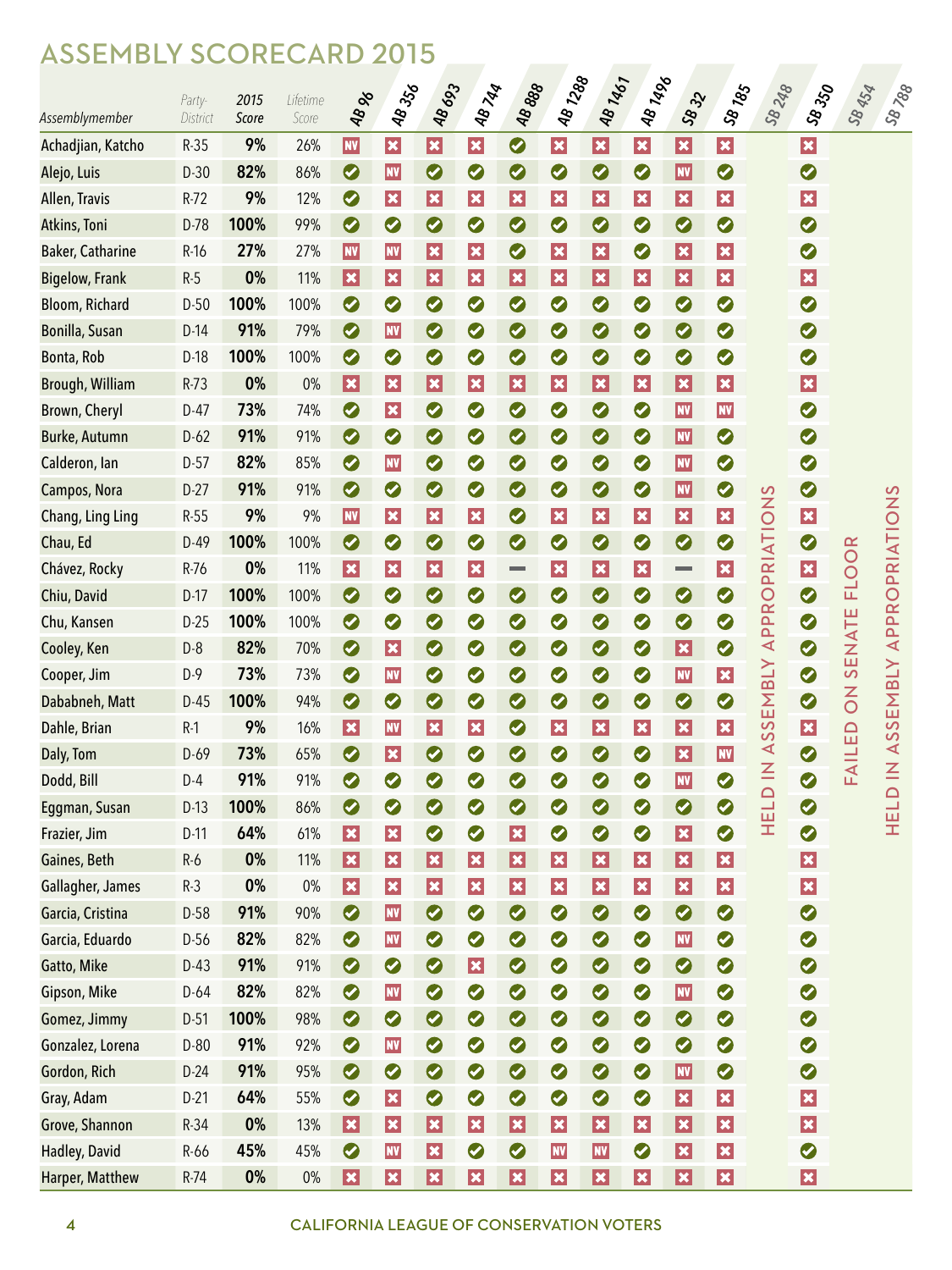# ASSEMBLY SCORECARD 2015

| Assemblymember | Party-District | 2015 Score | Lifetime Score | AB 96 | AB 356 | AB 693 | AB 744 | AB 888 | AB 1288 | AB 1461 | AB 1496 | SB 32 | SB 185 | SB 248 | SB 350 | SB 454 | SB 788 |
|---|---|---|---|---|---|---|---|---|---|---|---|---|---|---|---|---|---|
| Achadjian, Katcho | R-35 | 9% | 26% | NV | ✗ | ✗ | ✗ | ✓ | ✗ | ✗ | ✗ | ✗ | ✗ | HELD IN ASSEMBLY APPROPRIATIONS | ✗ | FAILED ON SENATE FLOOR | HELD IN ASSEMBLY APPROPRIATIONS |
| Alejo, Luis | D-30 | 82% | 86% | ✓ | NV | ✓ | ✓ | ✓ | ✓ | ✓ | ✓ | NV | ✓ | | ✓ | | |
| Allen, Travis | R-72 | 9% | 12% | ✓ | ✗ | ✗ | ✗ | ✗ | ✗ | ✗ | ✗ | ✗ | ✗ | | ✗ | | |
| Atkins, Toni | D-78 | 100% | 99% | ✓ | ✓ | ✓ | ✓ | ✓ | ✓ | ✓ | ✓ | ✓ | ✓ | | ✓ | | |
| Baker, Catharine | R-16 | 27% | 27% | NV | NV | ✗ | ✗ | ✓ | ✗ | ✗ | ✓ | ✗ | ✗ | | ✓ | | |
| Bigelow, Frank | R-5 | 0% | 11% | ✗ | ✗ | ✗ | ✗ | ✗ | ✗ | ✗ | ✗ | ✗ | ✗ | | ✗ | | |
| Bloom, Richard | D-50 | 100% | 100% | ✓ | ✓ | ✓ | ✓ | ✓ | ✓ | ✓ | ✓ | ✓ | ✓ | | ✓ | | |
| Bonilla, Susan | D-14 | 91% | 79% | ✓ | NV | ✓ | ✓ | ✓ | ✓ | ✓ | ✓ | ✓ | ✓ | | ✓ | | |
| Bonta, Rob | D-18 | 100% | 100% | ✓ | ✓ | ✓ | ✓ | ✓ | ✓ | ✓ | ✓ | ✓ | ✓ | | ✓ | | |
| Brough, William | R-73 | 0% | 0% | ✗ | ✗ | ✗ | ✗ | ✗ | ✗ | ✗ | ✗ | ✗ | ✗ | | ✗ | | |
| Brown, Cheryl | D-47 | 73% | 74% | ✓ | ✗ | ✓ | ✓ | ✓ | ✓ | ✓ | ✓ | NV | NV | | ✓ | | |
| Burke, Autumn | D-62 | 91% | 91% | ✓ | ✓ | ✓ | ✓ | ✓ | ✓ | ✓ | ✓ | NV | ✓ | | ✓ | | |
| Calderon, Ian | D-57 | 82% | 85% | ✓ | NV | ✓ | ✓ | ✓ | ✓ | ✓ | ✓ | NV | ✓ | | ✓ | | |
| Campos, Nora | D-27 | 91% | 91% | ✓ | ✓ | ✓ | ✓ | ✓ | ✓ | ✓ | ✓ | NV | ✓ | | ✓ | | |
| Chang, Ling Ling | R-55 | 9% | 9% | NV | ✗ | ✗ | ✗ | ✓ | ✗ | ✗ | ✗ | ✗ | ✗ | | ✗ | | |
| Chau, Ed | D-49 | 100% | 100% | ✓ | ✓ | ✓ | ✓ | ✓ | ✓ | ✓ | ✓ | ✓ | ✓ | | ✓ | | |
| Chávez, Rocky | R-76 | 0% | 11% | ✗ | ✗ | ✗ | ✗ | — | ✗ | ✗ | ✗ | — | ✗ | | ✗ | | |
| Chiu, David | D-17 | 100% | 100% | ✓ | ✓ | ✓ | ✓ | ✓ | ✓ | ✓ | ✓ | ✓ | ✓ | | ✓ | | |
| Chu, Kansen | D-25 | 100% | 100% | ✓ | ✓ | ✓ | ✓ | ✓ | ✓ | ✓ | ✓ | ✓ | ✓ | | ✓ | | |
| Cooley, Ken | D-8 | 82% | 70% | ✓ | ✗ | ✓ | ✓ | ✓ | ✓ | ✓ | ✓ | ✗ | ✓ | | ✓ | | |
| Cooper, Jim | D-9 | 73% | 73% | ✓ | NV | ✓ | ✓ | ✓ | ✓ | ✓ | ✓ | NV | ✗ | | ✓ | | |
| Dababneh, Matt | D-45 | 100% | 94% | ✓ | ✓ | ✓ | ✓ | ✓ | ✓ | ✓ | ✓ | ✓ | ✓ | | ✓ | | |
| Dahle, Brian | R-1 | 9% | 16% | ✗ | NV | ✗ | ✗ | ✓ | ✗ | ✗ | ✗ | ✗ | ✗ | | ✗ | | |
| Daly, Tom | D-69 | 73% | 65% | ✓ | ✗ | ✓ | ✓ | ✓ | ✓ | ✓ | ✓ | ✗ | NV | | ✓ | | |
| Dodd, Bill | D-4 | 91% | 91% | ✓ | ✓ | ✓ | ✓ | ✓ | ✓ | ✓ | ✓ | NV | ✓ | | ✓ | | |
| Eggman, Susan | D-13 | 100% | 86% | ✓ | ✓ | ✓ | ✓ | ✓ | ✓ | ✓ | ✓ | ✓ | ✓ | | ✓ | | |
| Frazier, Jim | D-11 | 64% | 61% | ✗ | ✗ | ✓ | ✓ | ✗ | ✓ | ✓ | ✓ | ✗ | ✓ | | ✓ | | |
| Gaines, Beth | R-6 | 0% | 11% | ✗ | ✗ | ✗ | ✗ | ✗ | ✗ | ✗ | ✗ | ✗ | ✗ | | ✗ | | |
| Gallagher, James | R-3 | 0% | 0% | ✗ | ✗ | ✗ | ✗ | ✗ | ✗ | ✗ | ✗ | ✗ | ✗ | | ✗ | | |
| Garcia, Cristina | D-58 | 91% | 90% | ✓ | NV | ✓ | ✓ | ✓ | ✓ | ✓ | ✓ | ✓ | ✓ | | ✓ | | |
| Garcia, Eduardo | D-56 | 82% | 82% | ✓ | NV | ✓ | ✓ | ✓ | ✓ | ✓ | ✓ | NV | ✓ | | ✓ | | |
| Gatto, Mike | D-43 | 91% | 91% | ✓ | ✓ | ✓ | ✗ | ✓ | ✓ | ✓ | ✓ | ✓ | ✓ | | ✓ | | |
| Gipson, Mike | D-64 | 82% | 82% | ✓ | NV | ✓ | ✓ | ✓ | ✓ | ✓ | ✓ | NV | ✓ | | ✓ | | |
| Gomez, Jimmy | D-51 | 100% | 98% | ✓ | ✓ | ✓ | ✓ | ✓ | ✓ | ✓ | ✓ | ✓ | ✓ | | ✓ | | |
| Gonzalez, Lorena | D-80 | 91% | 92% | ✓ | NV | ✓ | ✓ | ✓ | ✓ | ✓ | ✓ | ✓ | ✓ | | ✓ | | |
| Gordon, Rich | D-24 | 91% | 95% | ✓ | ✓ | ✓ | ✓ | ✓ | ✓ | ✓ | ✓ | NV | ✓ | | ✓ | | |
| Gray, Adam | D-21 | 64% | 55% | ✓ | ✗ | ✓ | ✓ | ✓ | ✓ | ✓ | ✓ | ✗ | ✗ | | ✗ | | |
| Grove, Shannon | R-34 | 0% | 13% | ✗ | ✗ | ✗ | ✗ | ✗ | ✗ | ✗ | ✗ | ✗ | ✗ | | ✗ | | |
| Hadley, David | R-66 | 45% | 45% | ✓ | NV | ✗ | ✓ | ✓ | NV | NV | ✓ | ✗ | ✗ | | ✓ | | |
| Harper, Matthew | R-74 | 0% | 0% | ✗ | ✗ | ✗ | ✗ | ✗ | ✗ | ✗ | ✗ | ✗ | ✗ | | ✗ | | |

CALIFORNIA LEAGUE OF CONSERVATION VOTERS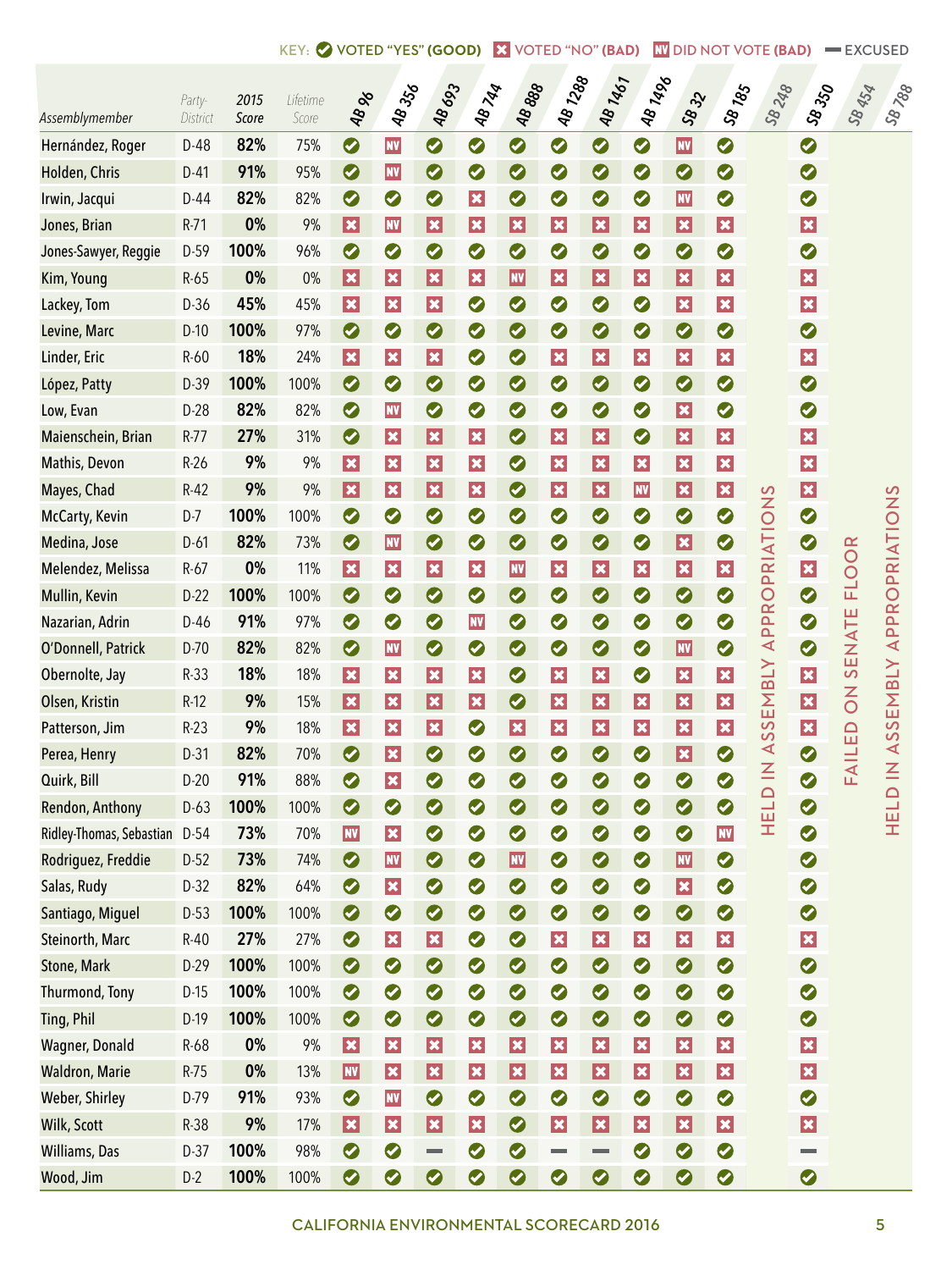KEY: ✔ VOTED "YES" (GOOD) ✖ VOTED "NO" (BAD) NV DID NOT VOTE (BAD) — EXCUSED

| Assemblymember | Party-District | 2015 Score | Lifetime Score | AB 96 | AB 356 | AB 693 | AB 744 | AB 888 | AB 1288 | AB 1461 | AB 1496 | SB 32 | SB 185 | SB 248 | SB 350 | SB 454 | SB 788 |
|---|---|---|---|---|---|---|---|---|---|---|---|---|---|---|---|---|---|
| Hernández, Roger | D-48 | 82% | 75% | ✔ | NV | ✔ | ✔ | ✔ | ✔ | ✔ | ✔ | NV | ✔ | HELD IN ASSEMBLY APPROPRIATIONS | ✔ | FAILED ON SENATE FLOOR | HELD IN ASSEMBLY APPROPRIATIONS |
| Holden, Chris | D-41 | 91% | 95% | ✔ | NV | ✔ | ✔ | ✔ | ✔ | ✔ | ✔ | ✔ | ✔ | | ✔ | | |
| Irwin, Jacqui | D-44 | 82% | 82% | ✔ | ✔ | ✔ | ✖ | ✔ | ✔ | ✔ | ✔ | NV | ✔ | | ✔ | | |
| Jones, Brian | R-71 | 0% | 9% | ✖ | NV | ✖ | ✖ | ✖ | ✖ | ✖ | ✖ | ✖ | ✖ | | ✖ | | |
| Jones-Sawyer, Reggie | D-59 | 100% | 96% | ✔ | ✔ | ✔ | ✔ | ✔ | ✔ | ✔ | ✔ | ✔ | ✔ | | ✔ | | |
| Kim, Young | R-65 | 0% | 0% | ✖ | ✖ | ✖ | ✖ | NV | ✖ | ✖ | ✖ | ✖ | ✖ | | ✖ | | |
| Lackey, Tom | D-36 | 45% | 45% | ✖ | ✖ | ✖ | ✔ | ✔ | ✔ | ✔ | ✔ | ✖ | ✖ | | ✖ | | |
| Levine, Marc | D-10 | 100% | 97% | ✔ | ✔ | ✔ | ✔ | ✔ | ✔ | ✔ | ✔ | ✔ | ✔ | | ✔ | | |
| Linder, Eric | R-60 | 18% | 24% | ✖ | ✖ | ✖ | ✔ | ✔ | ✖ | ✖ | ✖ | ✖ | ✖ | | ✖ | | |
| López, Patty | D-39 | 100% | 100% | ✔ | ✔ | ✔ | ✔ | ✔ | ✔ | ✔ | ✔ | ✔ | ✔ | | ✔ | | |
| Low, Evan | D-28 | 82% | 82% | ✔ | NV | ✔ | ✔ | ✔ | ✔ | ✔ | ✔ | ✖ | ✔ | | ✔ | | |
| Maienschein, Brian | R-77 | 27% | 31% | ✔ | ✖ | ✖ | ✖ | ✔ | ✖ | ✖ | ✔ | ✖ | ✖ | | ✖ | | |
| Mathis, Devon | R-26 | 9% | 9% | ✖ | ✖ | ✖ | ✖ | ✔ | ✖ | ✖ | ✖ | ✖ | ✖ | | ✖ | | |
| Mayes, Chad | R-42 | 9% | 9% | ✖ | ✖ | ✖ | ✖ | ✔ | ✖ | ✖ | NV | ✖ | ✖ | | ✖ | | |
| McCarty, Kevin | D-7 | 100% | 100% | ✔ | ✔ | ✔ | ✔ | ✔ | ✔ | ✔ | ✔ | ✔ | ✔ | | ✔ | | |
| Medina, Jose | D-61 | 82% | 73% | ✔ | NV | ✔ | ✔ | ✔ | ✔ | ✔ | ✔ | ✖ | ✔ | | ✔ | | |
| Melendez, Melissa | R-67 | 0% | 11% | ✖ | ✖ | ✖ | ✖ | NV | ✖ | ✖ | ✖ | ✖ | ✖ | | ✖ | | |
| Mullin, Kevin | D-22 | 100% | 100% | ✔ | ✔ | ✔ | ✔ | ✔ | ✔ | ✔ | ✔ | ✔ | ✔ | | ✔ | | |
| Nazarian, Adrin | D-46 | 91% | 97% | ✔ | ✔ | ✔ | NV | ✔ | ✔ | ✔ | ✔ | ✔ | ✔ | | ✔ | | |
| O'Donnell, Patrick | D-70 | 82% | 82% | ✔ | NV | ✔ | ✔ | ✔ | ✔ | ✔ | ✔ | NV | ✔ | | ✔ | | |
| Obernolte, Jay | R-33 | 18% | 18% | ✖ | ✖ | ✖ | ✖ | ✔ | ✖ | ✖ | ✔ | ✖ | ✖ | | ✖ | | |
| Olsen, Kristin | R-12 | 9% | 15% | ✖ | ✖ | ✖ | ✖ | ✔ | ✖ | ✖ | ✖ | ✖ | ✖ | | ✖ | | |
| Patterson, Jim | R-23 | 9% | 18% | ✖ | ✖ | ✖ | ✔ | ✖ | ✖ | ✖ | ✖ | ✖ | ✖ | | ✖ | | |
| Perea, Henry | D-31 | 82% | 70% | ✔ | ✖ | ✔ | ✔ | ✔ | ✔ | ✔ | ✔ | ✖ | ✔ | | ✔ | | |
| Quirk, Bill | D-20 | 91% | 88% | ✔ | ✖ | ✔ | ✔ | ✔ | ✔ | ✔ | ✔ | ✔ | ✔ | | ✔ | | |
| Rendon, Anthony | D-63 | 100% | 100% | ✔ | ✔ | ✔ | ✔ | ✔ | ✔ | ✔ | ✔ | ✔ | ✔ | | ✔ | | |
| Ridley-Thomas, Sebastian | D-54 | 73% | 70% | NV | ✖ | ✔ | ✔ | ✔ | ✔ | ✔ | ✔ | ✔ | NV | | ✔ | | |
| Rodriguez, Freddie | D-52 | 73% | 74% | ✔ | NV | ✔ | ✔ | NV | ✔ | ✔ | ✔ | NV | ✔ | | ✔ | | |
| Salas, Rudy | D-32 | 82% | 64% | ✔ | ✖ | ✔ | ✔ | ✔ | ✔ | ✔ | ✔ | ✖ | ✔ | | ✔ | | |
| Santiago, Miguel | D-53 | 100% | 100% | ✔ | ✔ | ✔ | ✔ | ✔ | ✔ | ✔ | ✔ | ✔ | ✔ | | ✔ | | |
| Steinorth, Marc | R-40 | 27% | 27% | ✔ | ✖ | ✖ | ✔ | ✔ | ✖ | ✖ | ✖ | ✖ | ✖ | | ✖ | | |
| Stone, Mark | D-29 | 100% | 100% | ✔ | ✔ | ✔ | ✔ | ✔ | ✔ | ✔ | ✔ | ✔ | ✔ | | ✔ | | |
| Thurmond, Tony | D-15 | 100% | 100% | ✔ | ✔ | ✔ | ✔ | ✔ | ✔ | ✔ | ✔ | ✔ | ✔ | | ✔ | | |
| Ting, Phil | D-19 | 100% | 100% | ✔ | ✔ | ✔ | ✔ | ✔ | ✔ | ✔ | ✔ | ✔ | ✔ | | ✔ | | |
| Wagner, Donald | R-68 | 0% | 9% | ✖ | ✖ | ✖ | ✖ | ✖ | ✖ | ✖ | ✖ | ✖ | ✖ | | ✖ | | |
| Waldron, Marie | R-75 | 0% | 13% | NV | ✖ | ✖ | ✖ | ✖ | ✖ | ✖ | ✖ | ✖ | ✖ | | ✖ | | |
| Weber, Shirley | D-79 | 91% | 93% | ✔ | NV | ✔ | ✔ | ✔ | ✔ | ✔ | ✔ | ✔ | ✔ | | ✔ | | |
| Wilk, Scott | R-38 | 9% | 17% | ✖ | ✖ | ✖ | ✖ | ✔ | ✖ | ✖ | ✖ | ✖ | ✖ | | ✖ | | |
| Williams, Das | D-37 | 100% | 98% | ✔ | ✔ | — | ✔ | ✔ | — | — | ✔ | ✔ | ✔ | | — | | |
| Wood, Jim | D-2 | 100% | 100% | ✔ | ✔ | ✔ | ✔ | ✔ | ✔ | ✔ | ✔ | ✔ | ✔ | | ✔ | | |

CALIFORNIA ENVIRONMENTAL SCORECARD 2016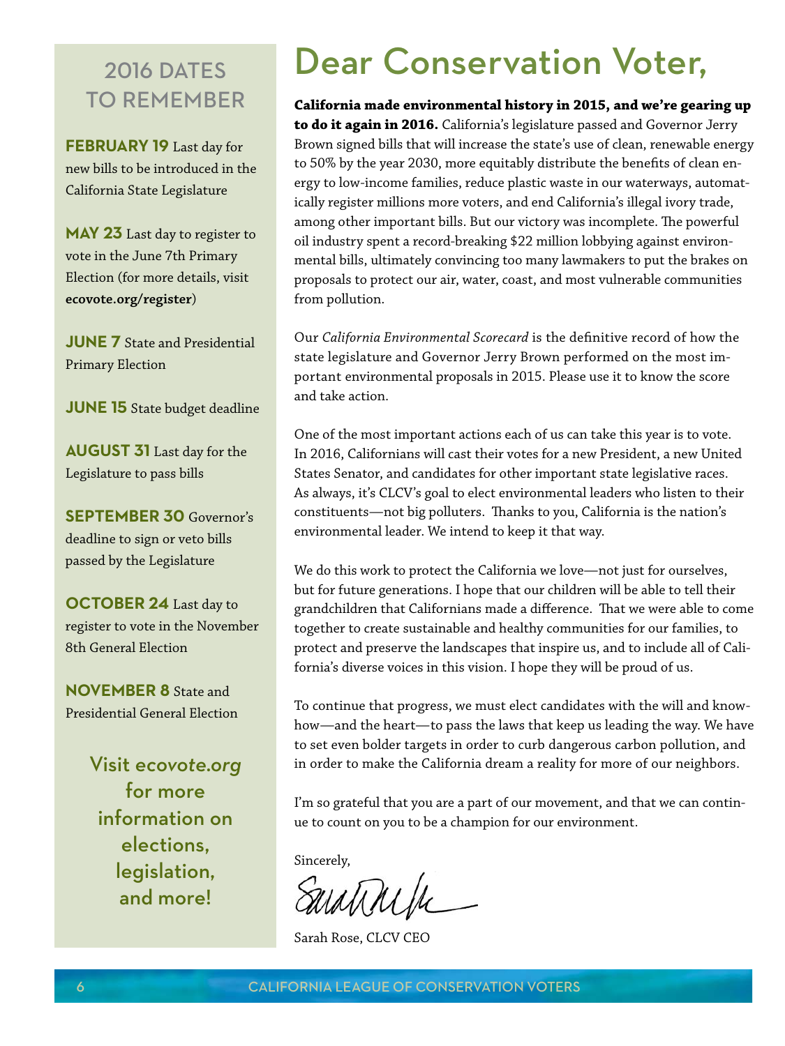## 2016 DATES TO REMEMBER

**FEBRUARY 19** Last day for new bills to be introduced in the California State Legislature

**MAY 23** Last day to register to vote in the June 7th Primary Election (for more details, visit **ecovote.org/register**)

**JUNE 7** State and Presidential Primary Election

**JUNE 15** State budget deadline

**AUGUST 31** Last day for the Legislature to pass bills

**SEPTEMBER 30** Governor's deadline to sign or veto bills passed by the Legislature

**OCTOBER 24** Last day to register to vote in the November 8th General Election

**NOVEMBER 8** State and Presidential General Election

Visit *ecovote.org* for more information on elections, legislation, and more!

# Dear Conservation Voter,

**California made environmental history in 2015, and we're gearing up to do it again in 2016.** California's legislature passed and Governor Jerry Brown signed bills that will increase the state's use of clean, renewable energy to 50% by the year 2030, more equitably distribute the benefits of clean energy to low-income families, reduce plastic waste in our waterways, automatically register millions more voters, and end California's illegal ivory trade, among other important bills. But our victory was incomplete. The powerful oil industry spent a record-breaking $22 million lobbying against environmental bills, ultimately convincing too many lawmakers to put the brakes on proposals to protect our air, water, coast, and most vulnerable communities from pollution.

Our *California Environmental Scorecard* is the definitive record of how the state legislature and Governor Jerry Brown performed on the most important environmental proposals in 2015. Please use it to know the score and take action.

One of the most important actions each of us can take this year is to vote. In 2016, Californians will cast their votes for a new President, a new United States Senator, and candidates for other important state legislative races. As always, it's CLCV's goal to elect environmental leaders who listen to their constituents—not big polluters. Thanks to you, California is the nation's environmental leader. We intend to keep it that way.

We do this work to protect the California we love—not just for ourselves, but for future generations. I hope that our children will be able to tell their grandchildren that Californians made a difference. That we were able to come together to create sustainable and healthy communities for our families, to protect and preserve the landscapes that inspire us, and to include all of California's diverse voices in this vision. I hope they will be proud of us.

To continue that progress, we must elect candidates with the will and know-how—and the heart—to pass the laws that keep us leading the way. We have to set even bolder targets in order to curb dangerous carbon pollution, and in order to make the California dream a reality for more of our neighbors.

I'm so grateful that you are a part of our movement, and that we can continue to count on you to be a champion for our environment.

Sincerely,

Sarah Rose, CLCV CEO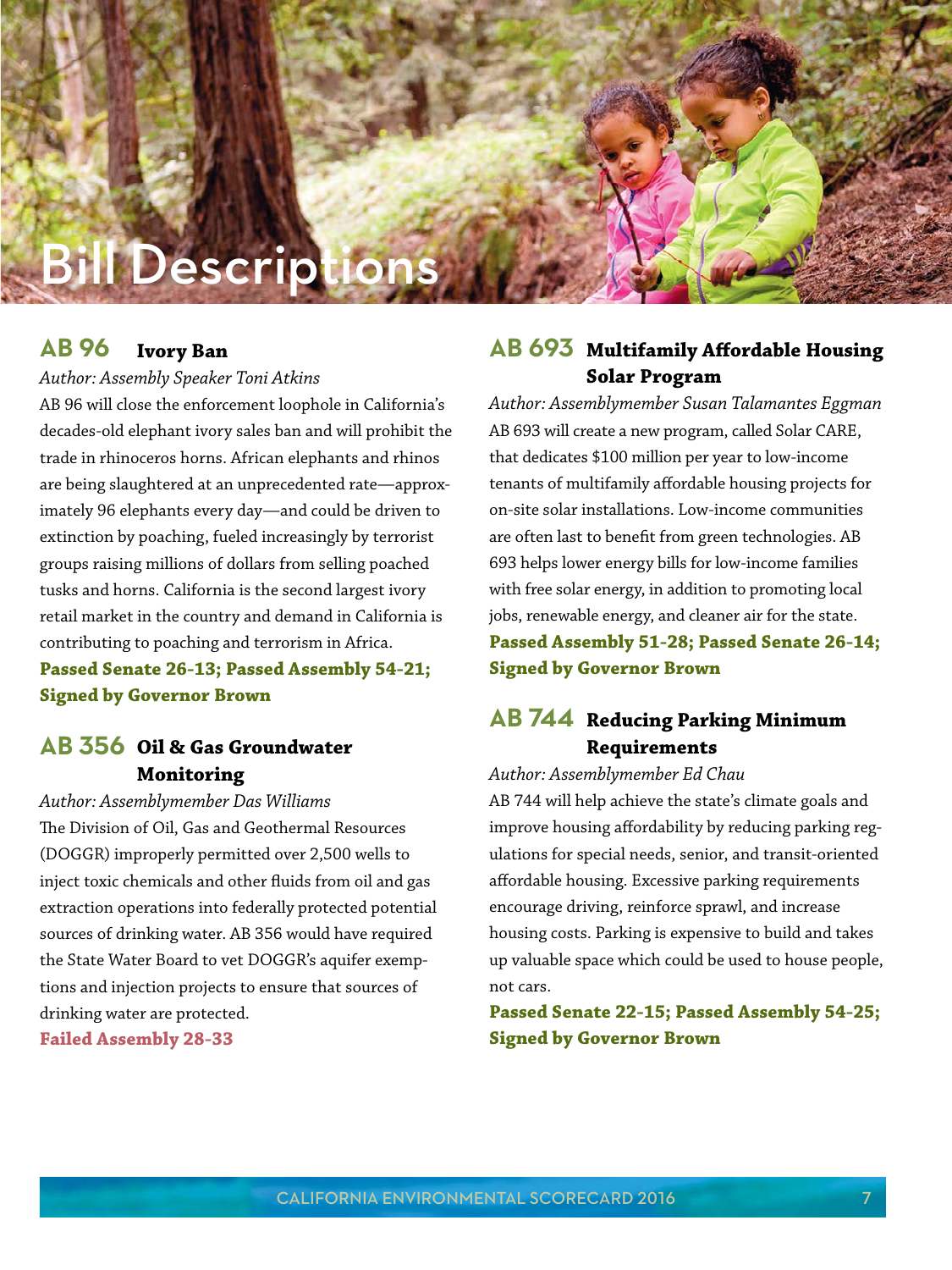# Bill Descriptions

## AB 96 Ivory Ban

*Author: Assembly Speaker Toni Atkins*

AB 96 will close the enforcement loophole in California's decades-old elephant ivory sales ban and will prohibit the trade in rhinoceros horns. African elephants and rhinos are being slaughtered at an unprecedented rate—approximately 96 elephants every day—and could be driven to extinction by poaching, fueled increasingly by terrorist groups raising millions of dollars from selling poached tusks and horns. California is the second largest ivory retail market in the country and demand in California is contributing to poaching and terrorism in Africa.

**Passed Senate 26-13; Passed Assembly 54-21; Signed by Governor Brown**

## AB 356 Oil & Gas Groundwater Monitoring

*Author: Assemblymember Das Williams*

The Division of Oil, Gas and Geothermal Resources (DOGGR) improperly permitted over 2,500 wells to inject toxic chemicals and other fluids from oil and gas extraction operations into federally protected potential sources of drinking water. AB 356 would have required the State Water Board to vet DOGGR's aquifer exemptions and injection projects to ensure that sources of drinking water are protected.

**Failed Assembly 28-33**

## AB 693 Multifamily Affordable Housing Solar Program

*Author: Assemblymember Susan Talamantes Eggman*

AB 693 will create a new program, called Solar CARE, that dedicates $100 million per year to low-income tenants of multifamily affordable housing projects for on-site solar installations. Low-income communities are often last to benefit from green technologies. AB 693 helps lower energy bills for low-income families with free solar energy, in addition to promoting local jobs, renewable energy, and cleaner air for the state.

**Passed Assembly 51-28; Passed Senate 26-14; Signed by Governor Brown**

## AB 744 Reducing Parking Minimum Requirements

*Author: Assemblymember Ed Chau*

AB 744 will help achieve the state's climate goals and improve housing affordability by reducing parking regulations for special needs, senior, and transit-oriented affordable housing. Excessive parking requirements encourage driving, reinforce sprawl, and increase housing costs. Parking is expensive to build and takes up valuable space which could be used to house people, not cars.

**Passed Senate 22-15; Passed Assembly 54-25; Signed by Governor Brown**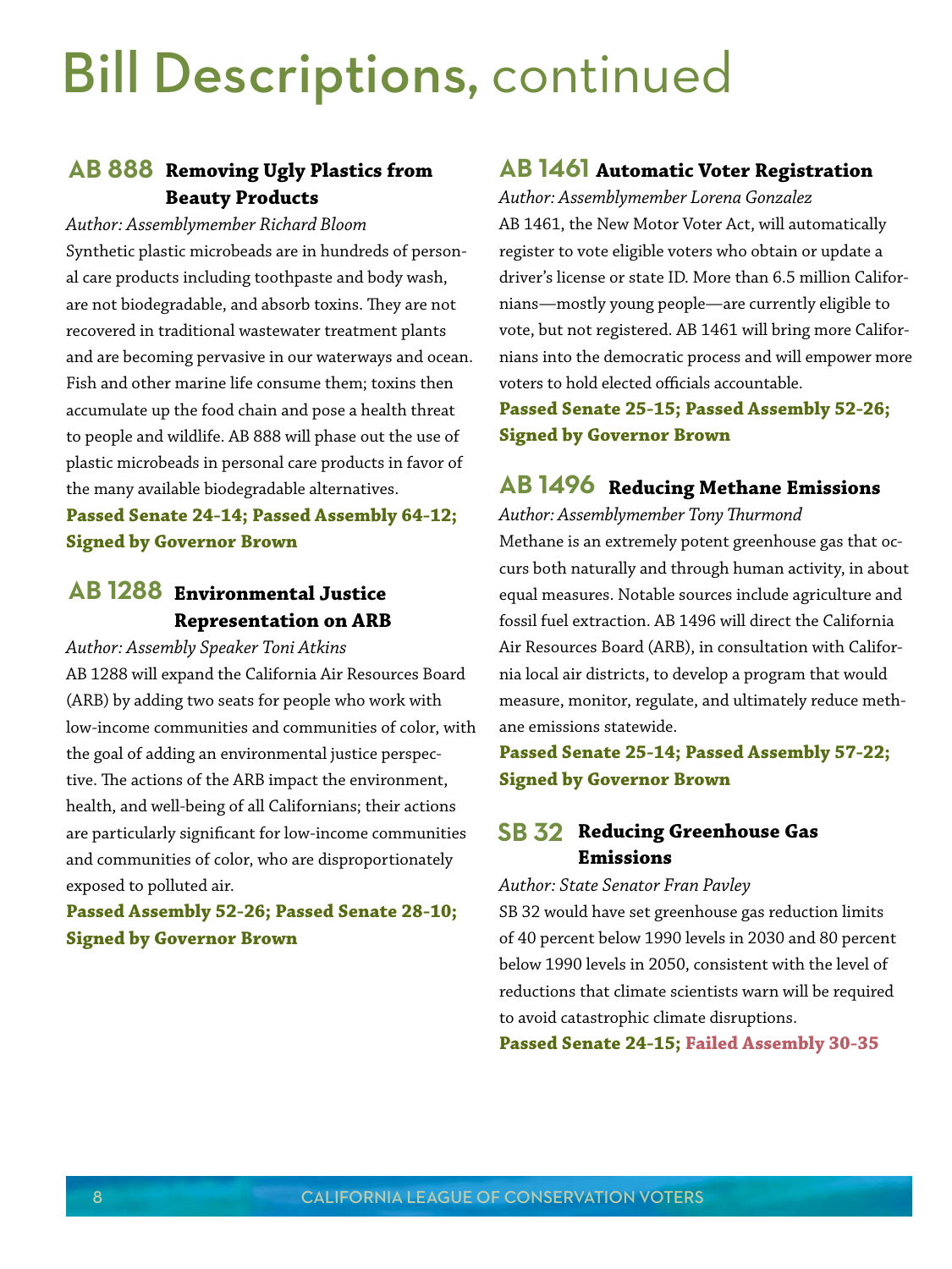# Bill Descriptions, continued

## AB 888 Removing Ugly Plastics from Beauty Products

*Author: Assemblymember Richard Bloom*

Synthetic plastic microbeads are in hundreds of personal care products including toothpaste and body wash, are not biodegradable, and absorb toxins. They are not recovered in traditional wastewater treatment plants and are becoming pervasive in our waterways and ocean. Fish and other marine life consume them; toxins then accumulate up the food chain and pose a health threat to people and wildlife. AB 888 will phase out the use of plastic microbeads in personal care products in favor of the many available biodegradable alternatives.

**Passed Senate 24-14; Passed Assembly 64-12; Signed by Governor Brown**

## AB 1288 Environmental Justice Representation on ARB

*Author: Assembly Speaker Toni Atkins*

AB 1288 will expand the California Air Resources Board (ARB) by adding two seats for people who work with low-income communities and communities of color, with the goal of adding an environmental justice perspective. The actions of the ARB impact the environment, health, and well-being of all Californians; their actions are particularly significant for low-income communities and communities of color, who are disproportionately exposed to polluted air.

**Passed Assembly 52-26; Passed Senate 28-10; Signed by Governor Brown**

## AB 1461 Automatic Voter Registration

*Author: Assemblymember Lorena Gonzalez*

AB 1461, the New Motor Voter Act, will automatically register to vote eligible voters who obtain or update a driver's license or state ID. More than 6.5 million Californians—mostly young people—are currently eligible to vote, but not registered. AB 1461 will bring more Californians into the democratic process and will empower more voters to hold elected officials accountable.

**Passed Senate 25-15; Passed Assembly 52-26; Signed by Governor Brown**

## AB 1496 Reducing Methane Emissions

*Author: Assemblymember Tony Thurmond*

Methane is an extremely potent greenhouse gas that occurs both naturally and through human activity, in about equal measures. Notable sources include agriculture and fossil fuel extraction. AB 1496 will direct the California Air Resources Board (ARB), in consultation with California local air districts, to develop a program that would measure, monitor, regulate, and ultimately reduce methane emissions statewide.

**Passed Senate 25-14; Passed Assembly 57-22; Signed by Governor Brown**

## SB 32 Reducing Greenhouse Gas Emissions

*Author: State Senator Fran Pavley*

SB 32 would have set greenhouse gas reduction limits of 40 percent below 1990 levels in 2030 and 80 percent below 1990 levels in 2050, consistent with the level of reductions that climate scientists warn will be required to avoid catastrophic climate disruptions.

**Passed Senate 24-15; Failed Assembly 30-35**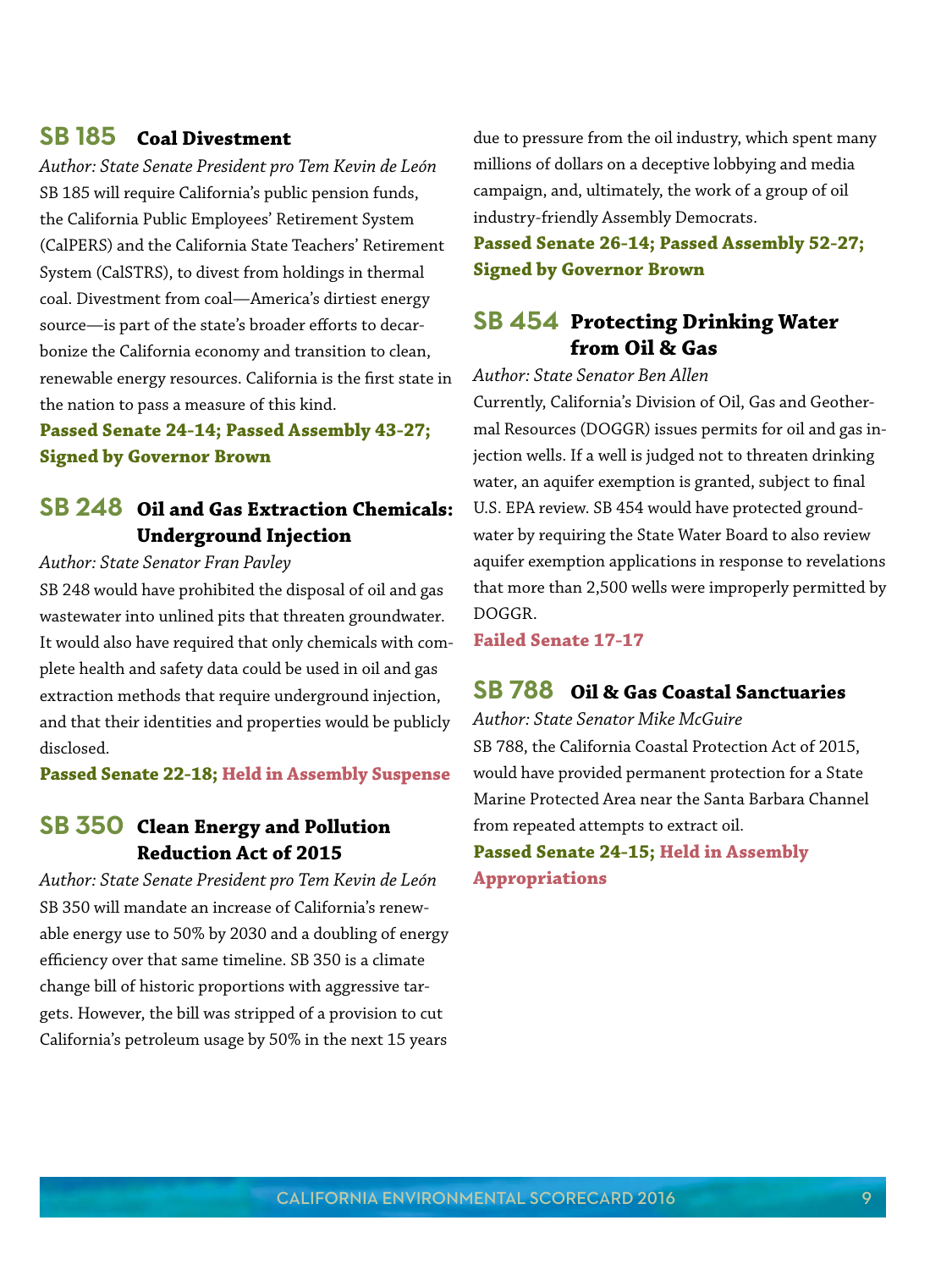## SB 185 Coal Divestment

*Author: State Senate President pro Tem Kevin de León*

SB 185 will require California's public pension funds, the California Public Employees' Retirement System (CalPERS) and the California State Teachers' Retirement System (CalSTRS), to divest from holdings in thermal coal. Divestment from coal—America's dirtiest energy source—is part of the state's broader efforts to decarbonize the California economy and transition to clean, renewable energy resources. California is the first state in the nation to pass a measure of this kind.

**Passed Senate 24-14; Passed Assembly 43-27; Signed by Governor Brown**

## SB 248 Oil and Gas Extraction Chemicals: Underground Injection

*Author: State Senator Fran Pavley*

SB 248 would have prohibited the disposal of oil and gas wastewater into unlined pits that threaten groundwater. It would also have required that only chemicals with complete health and safety data could be used in oil and gas extraction methods that require underground injection, and that their identities and properties would be publicly disclosed.

**Passed Senate 22-18; Held in Assembly Suspense**

## SB 350 Clean Energy and Pollution Reduction Act of 2015

*Author: State Senate President pro Tem Kevin de León*

SB 350 will mandate an increase of California's renewable energy use to 50% by 2030 and a doubling of energy efficiency over that same timeline. SB 350 is a climate change bill of historic proportions with aggressive targets. However, the bill was stripped of a provision to cut California's petroleum usage by 50% in the next 15 years due to pressure from the oil industry, which spent many millions of dollars on a deceptive lobbying and media campaign, and, ultimately, the work of a group of oil industry-friendly Assembly Democrats.

**Passed Senate 26-14; Passed Assembly 52-27; Signed by Governor Brown**

## SB 454 Protecting Drinking Water from Oil & Gas

*Author: State Senator Ben Allen*

Currently, California's Division of Oil, Gas and Geothermal Resources (DOGGR) issues permits for oil and gas injection wells. If a well is judged not to threaten drinking water, an aquifer exemption is granted, subject to final U.S. EPA review. SB 454 would have protected groundwater by requiring the State Water Board to also review aquifer exemption applications in response to revelations that more than 2,500 wells were improperly permitted by DOGGR.

**Failed Senate 17-17**

## SB 788 Oil & Gas Coastal Sanctuaries

*Author: State Senator Mike McGuire*

SB 788, the California Coastal Protection Act of 2015, would have provided permanent protection for a State Marine Protected Area near the Santa Barbara Channel from repeated attempts to extract oil.

**Passed Senate 24-15; Held in Assembly Appropriations**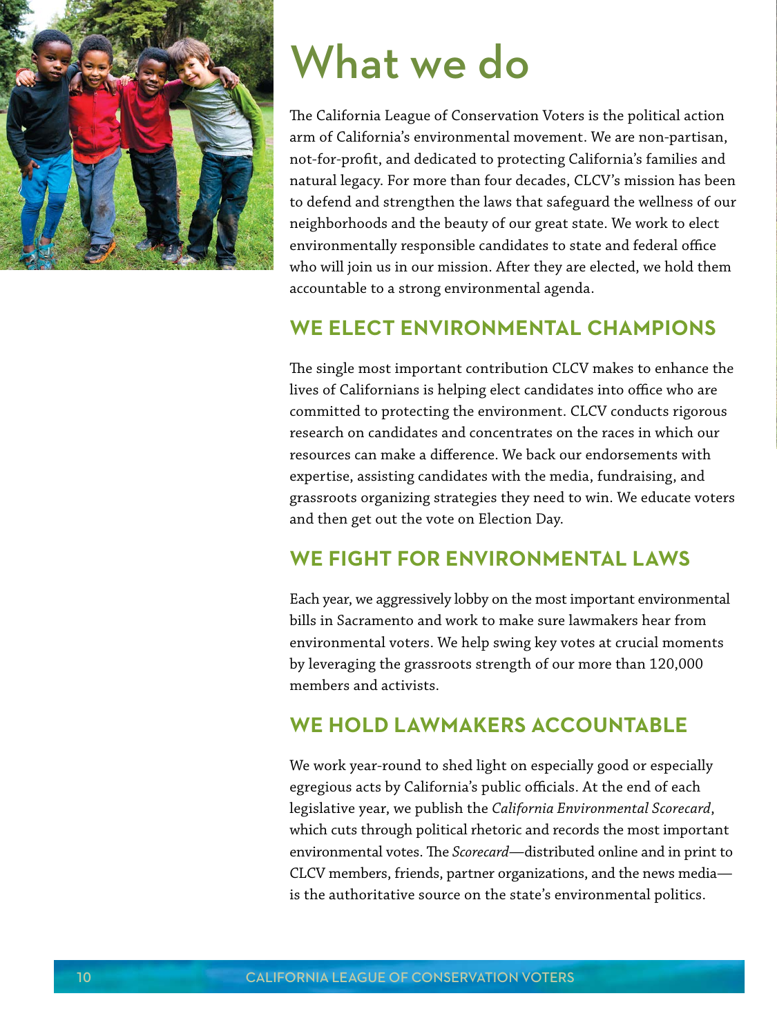# What we do

The California League of Conservation Voters is the political action arm of California's environmental movement. We are non-partisan, not-for-profit, and dedicated to protecting California's families and natural legacy. For more than four decades, CLCV's mission has been to defend and strengthen the laws that safeguard the wellness of our neighborhoods and the beauty of our great state. We work to elect environmentally responsible candidates to state and federal office who will join us in our mission. After they are elected, we hold them accountable to a strong environmental agenda.

## WE ELECT ENVIRONMENTAL CHAMPIONS

The single most important contribution CLCV makes to enhance the lives of Californians is helping elect candidates into office who are committed to protecting the environment. CLCV conducts rigorous research on candidates and concentrates on the races in which our resources can make a difference. We back our endorsements with expertise, assisting candidates with the media, fundraising, and grassroots organizing strategies they need to win. We educate voters and then get out the vote on Election Day.

## WE FIGHT FOR ENVIRONMENTAL LAWS

Each year, we aggressively lobby on the most important environmental bills in Sacramento and work to make sure lawmakers hear from environmental voters. We help swing key votes at crucial moments by leveraging the grassroots strength of our more than 120,000 members and activists.

## WE HOLD LAWMAKERS ACCOUNTABLE

We work year-round to shed light on especially good or especially egregious acts by California's public officials. At the end of each legislative year, we publish the *California Environmental Scorecard*, which cuts through political rhetoric and records the most important environmental votes. The *Scorecard*—distributed online and in print to CLCV members, friends, partner organizations, and the news media—is the authoritative source on the state's environmental politics.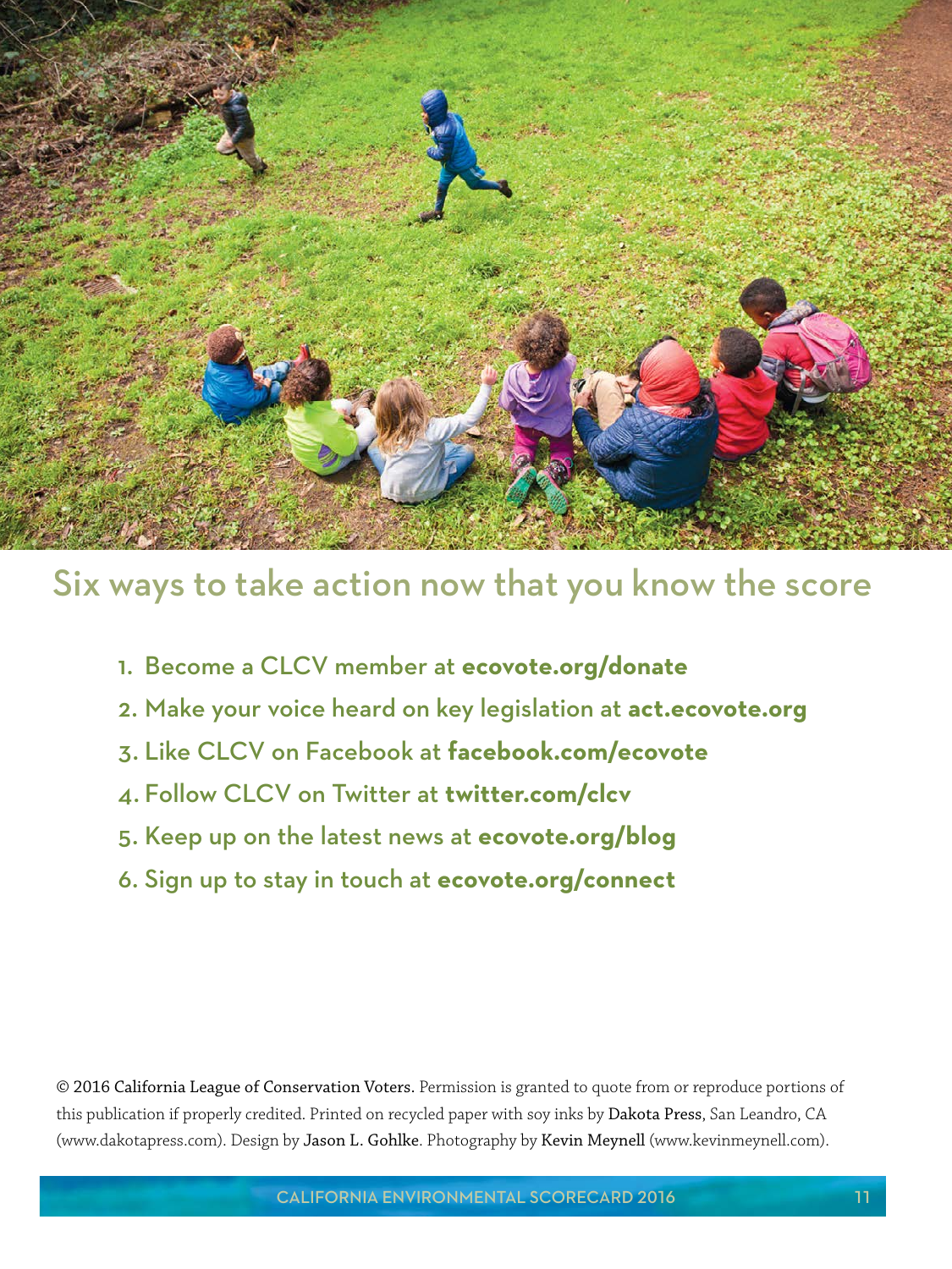## Six ways to take action now that you know the score

1. Become a CLCV member at **ecovote.org/donate**
2. Make your voice heard on key legislation at **act.ecovote.org**
3. Like CLCV on Facebook at **facebook.com/ecovote**
4. Follow CLCV on Twitter at **twitter.com/clcv**
5. Keep up on the latest news at **ecovote.org/blog**
6. Sign up to stay in touch at **ecovote.org/connect**

© 2016 California League of Conservation Voters. Permission is granted to quote from or reproduce portions of this publication if properly credited. Printed on recycled paper with soy inks by Dakota Press, San Leandro, CA (www.dakotapress.com). Design by Jason L. Gohlke. Photography by Kevin Meynell (www.kevinmeynell.com).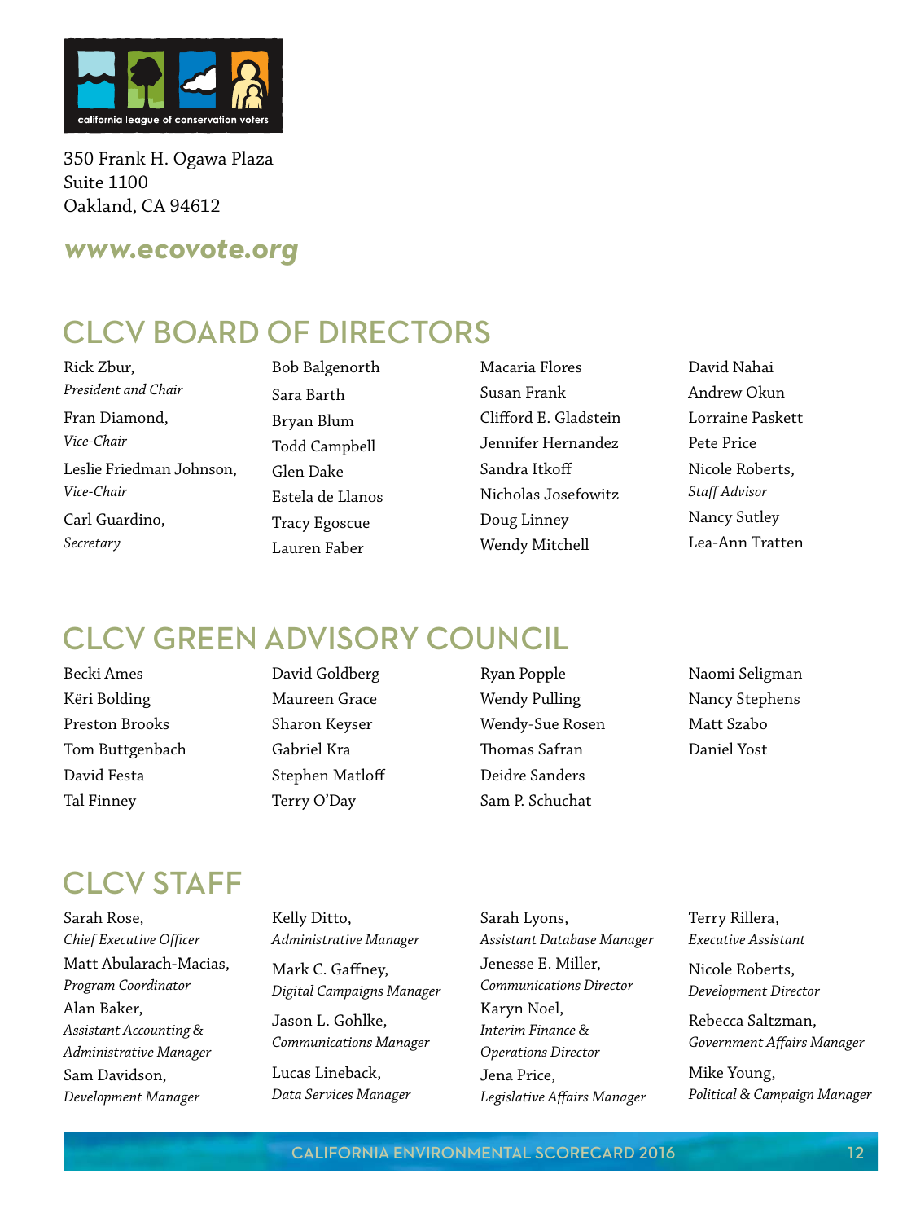california league of conservation voters

350 Frank H. Ogawa Plaza
Suite 1100
Oakland, CA 94612

***www.ecovote.org***

## CLCV BOARD OF DIRECTORS

Rick Zbur,
*President and Chair*

Fran Diamond,
*Vice-Chair*

Leslie Friedman Johnson,
*Vice-Chair*

Carl Guardino,
*Secretary*

Bob Balgenorth
Sara Barth
Bryan Blum
Todd Campbell
Glen Dake
Estela de Llanos
Tracy Egoscue
Lauren Faber
Macaria Flores
Susan Frank
Clifford E. Gladstein
Jennifer Hernandez
Sandra Itkoff
Nicholas Josefowitz
Doug Linney
Wendy Mitchell
David Nahai
Andrew Okun
Lorraine Paskett
Pete Price

Nicole Roberts,
*Staff Advisor*

Nancy Sutley
Lea-Ann Tratten

## CLCV GREEN ADVISORY COUNCIL

Becki Ames
Këri Bolding
Preston Brooks
Tom Buttgenbach
David Festa
Tal Finney
David Goldberg
Maureen Grace
Sharon Keyser
Gabriel Kra
Stephen Matloff
Terry O'Day
Ryan Popple
Wendy Pulling
Wendy-Sue Rosen
Thomas Safran
Deidre Sanders
Sam P. Schuchat
Naomi Seligman
Nancy Stephens
Matt Szabo
Daniel Yost

## CLCV STAFF

Sarah Rose,
*Chief Executive Officer*

Matt Abularach-Macias,
*Program Coordinator*

Alan Baker,
*Assistant Accounting & Administrative Manager*

Sam Davidson,
*Development Manager*

Kelly Ditto,
*Administrative Manager*

Mark C. Gaffney,
*Digital Campaigns Manager*

Jason L. Gohlke,
*Communications Manager*

Lucas Lineback,
*Data Services Manager*

Sarah Lyons,
*Assistant Database Manager*

Jenesse E. Miller,
*Communications Director*

Karyn Noel,
*Interim Finance & Operations Director*

Jena Price,
*Legislative Affairs Manager*

Terry Rillera,
*Executive Assistant*

Nicole Roberts,
*Development Director*

Rebecca Saltzman,
*Government Affairs Manager*

Mike Young,
*Political & Campaign Manager*